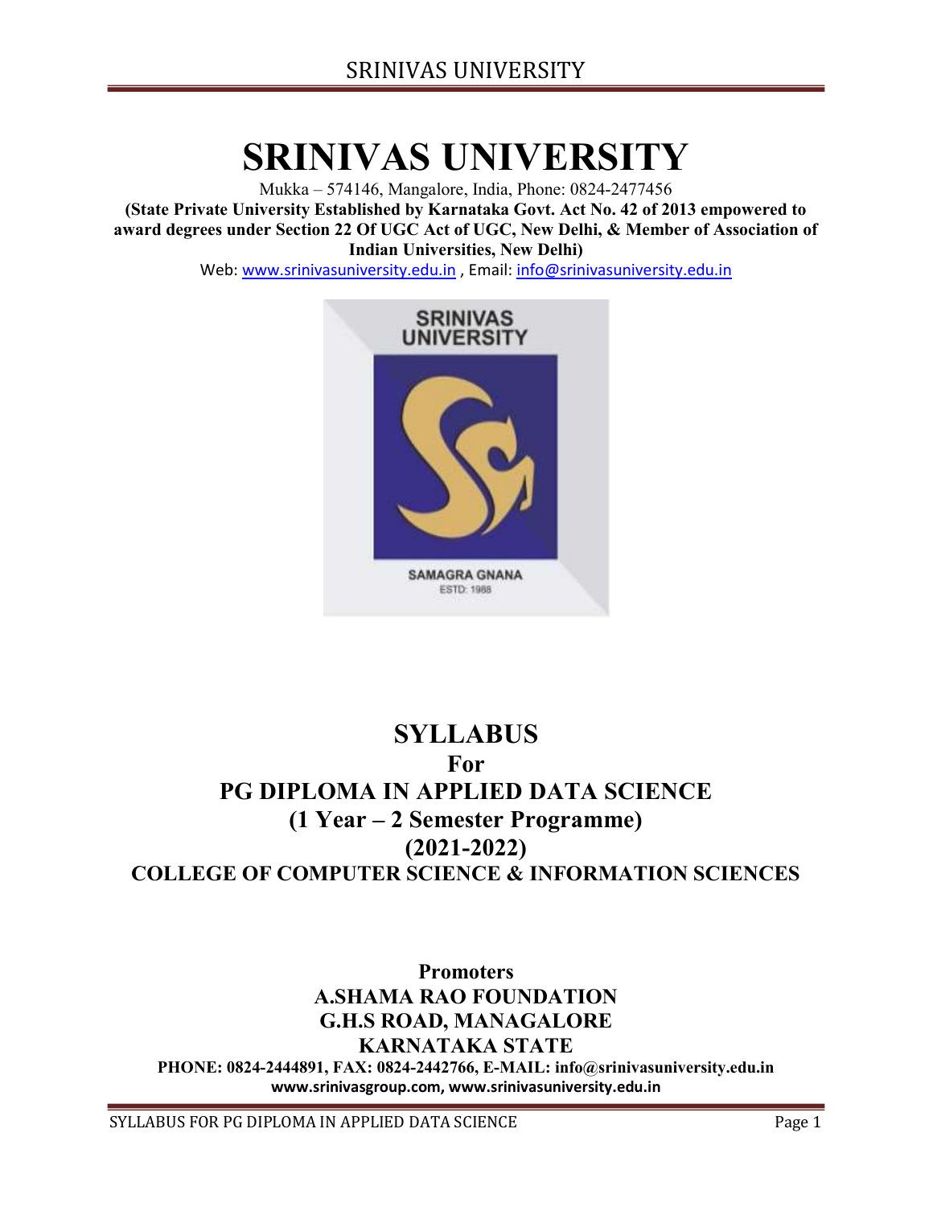# SRINIVAS UNIVERSITY

Mukka – 574146, Mangalore, India, Phone: 0824-2477456

**(State Private University Established by Karnataka Govt. Act No. 42 of 2013 empowered to award degrees under Section 22 Of UGC Act of UGC, New Delhi, & Member of Association of Indian Universities, New Delhi)**

Web: www.srinivasuniversity.edu.in , Email: info@srinivasuniversity.edu.in

SRINIVAS UNIVERSITY

SAMAGRA GNANA

ESTD: 1988

## SYLLABUS

## For

## PG DIPLOMA IN APPLIED DATA SCIENCE

## (1 Year – 2 Semester Programme)

## (2021-2022)

### COLLEGE OF COMPUTER SCIENCE & INFORMATION SCIENCES

**Promoters**

**A.SHAMA RAO FOUNDATION**

**G.H.S ROAD, MANAGALORE**

**KARNATAKA STATE**

**PHONE: 0824-2444891, FAX: 0824-2442766, E-MAIL: info@srinivasuniversity.edu.in**

**www.srinivasgroup.com, www.srinivasuniversity.edu.in**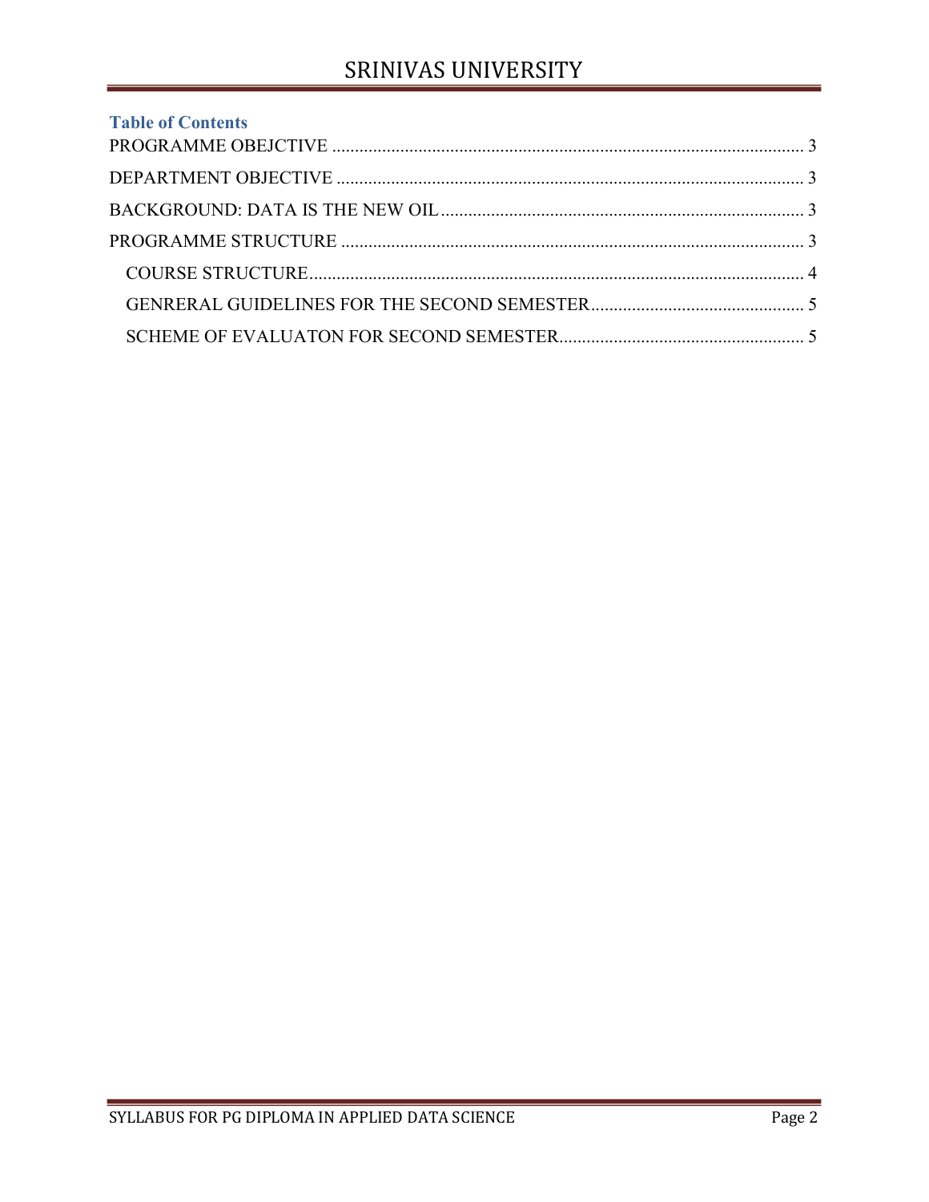# Table of Contents

PROGRAMME OBEJCTIVE ........................................................................................................ 3

DEPARTMENT OBJECTIVE ....................................................................................................... 3

BACKGROUND: DATA IS THE NEW OIL ................................................................................ 3

PROGRAMME STRUCTURE ...................................................................................................... 3

- COURSE STRUCTURE ............................................................................................................ 4
- GENRERAL GUIDELINES FOR THE SECOND SEMESTER ................................................ 5
- SCHEME OF EVALUATON FOR SECOND SEMESTER ...................................................... 5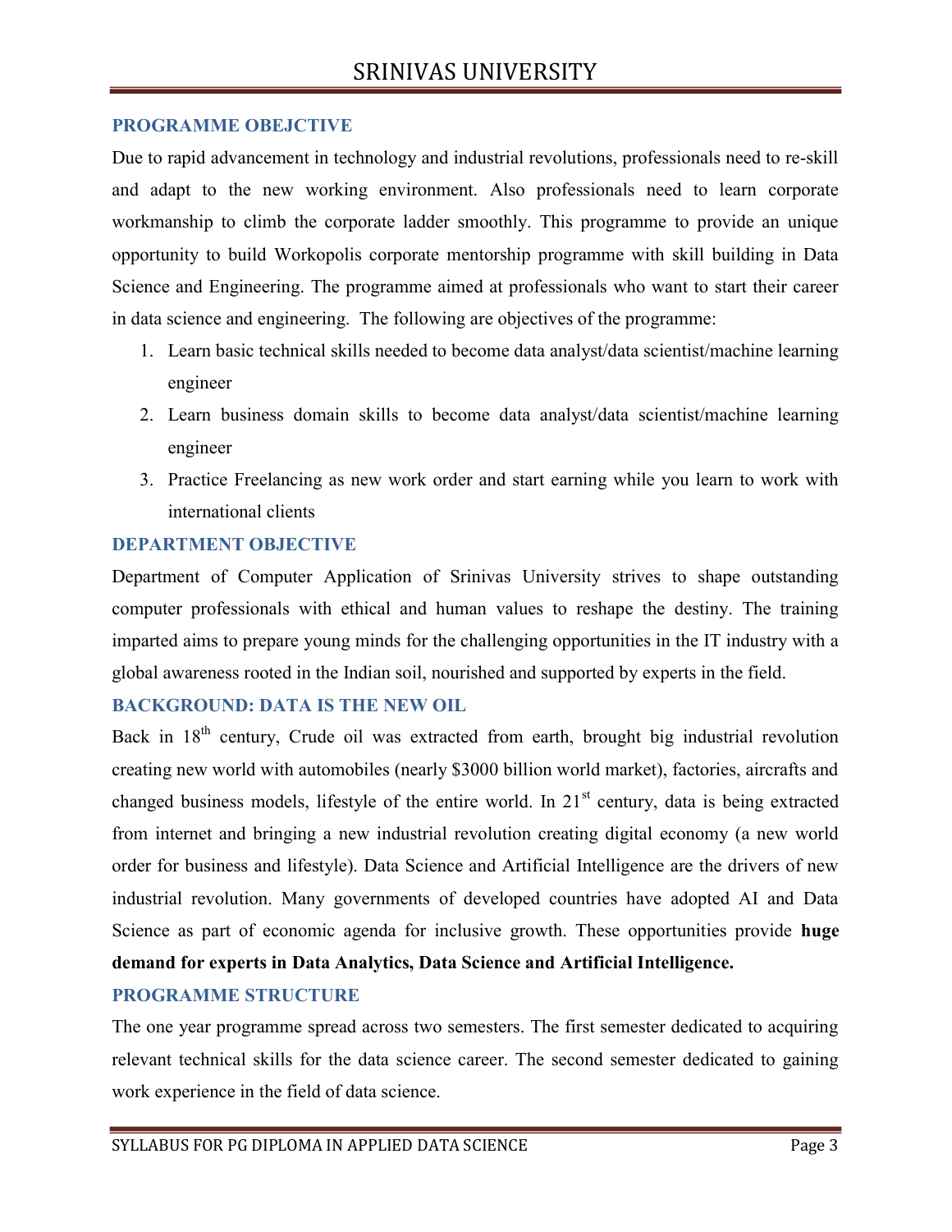## PROGRAMME OBEJCTIVE

Due to rapid advancement in technology and industrial revolutions, professionals need to re-skill and adapt to the new working environment. Also professionals need to learn corporate workmanship to climb the corporate ladder smoothly. This programme to provide an unique opportunity to build Workopolis corporate mentorship programme with skill building in Data Science and Engineering. The programme aimed at professionals who want to start their career in data science and engineering. The following are objectives of the programme:

1. Learn basic technical skills needed to become data analyst/data scientist/machine learning engineer
2. Learn business domain skills to become data analyst/data scientist/machine learning engineer
3. Practice Freelancing as new work order and start earning while you learn to work with international clients

## DEPARTMENT OBJECTIVE

Department of Computer Application of Srinivas University strives to shape outstanding computer professionals with ethical and human values to reshape the destiny. The training imparted aims to prepare young minds for the challenging opportunities in the IT industry with a global awareness rooted in the Indian soil, nourished and supported by experts in the field.

## BACKGROUND: DATA IS THE NEW OIL

Back in 18th century, Crude oil was extracted from earth, brought big industrial revolution creating new world with automobiles (nearly $3000 billion world market), factories, aircrafts and changed business models, lifestyle of the entire world. In 21st century, data is being extracted from internet and bringing a new industrial revolution creating digital economy (a new world order for business and lifestyle). Data Science and Artificial Intelligence are the drivers of new industrial revolution. Many governments of developed countries have adopted AI and Data Science as part of economic agenda for inclusive growth. These opportunities provide **huge demand for experts in Data Analytics, Data Science and Artificial Intelligence.**

## PROGRAMME STRUCTURE

The one year programme spread across two semesters. The first semester dedicated to acquiring relevant technical skills for the data science career. The second semester dedicated to gaining work experience in the field of data science.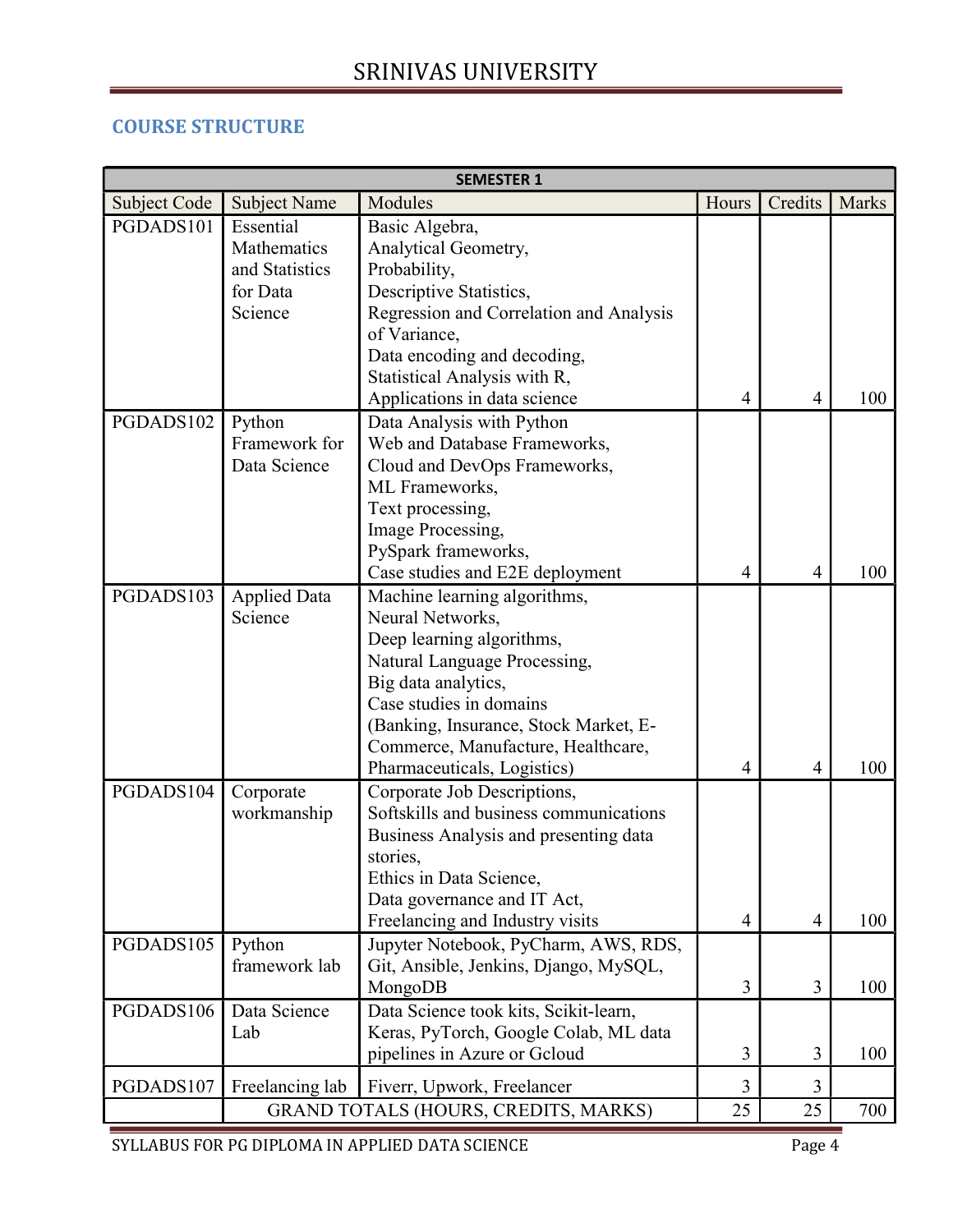## COURSE STRUCTURE

| SEMESTER 1 | | | | | |
|---|---|---|---|---|---|
| Subject Code | Subject Name | Modules | Hours | Credits | Marks |
| PGDADS101 | Essential Mathematics and Statistics for Data Science | Basic Algebra, Analytical Geometry, Probability, Descriptive Statistics, Regression and Correlation and Analysis of Variance, Data encoding and decoding, Statistical Analysis with R, Applications in data science | 4 | 4 | 100 |
| PGDADS102 | Python Framework for Data Science | Data Analysis with Python Web and Database Frameworks, Cloud and DevOps Frameworks, ML Frameworks, Text processing, Image Processing, PySpark frameworks, Case studies and E2E deployment | 4 | 4 | 100 |
| PGDADS103 | Applied Data Science | Machine learning algorithms, Neural Networks, Deep learning algorithms, Natural Language Processing, Big data analytics, Case studies in domains (Banking, Insurance, Stock Market, E-Commerce, Manufacture, Healthcare, Pharmaceuticals, Logistics) | 4 | 4 | 100 |
| PGDADS104 | Corporate workmanship | Corporate Job Descriptions, Softskills and business communications Business Analysis and presenting data stories, Ethics in Data Science, Data governance and IT Act, Freelancing and Industry visits | 4 | 4 | 100 |
| PGDADS105 | Python framework lab | Jupyter Notebook, PyCharm, AWS, RDS, Git, Ansible, Jenkins, Django, MySQL, MongoDB | 3 | 3 | 100 |
| PGDADS106 | Data Science Lab | Data Science took kits, Scikit-learn, Keras, PyTorch, Google Colab, ML data pipelines in Azure or Gcloud | 3 | 3 | 100 |
| PGDADS107 | Freelancing lab | Fiverr, Upwork, Freelancer | 3 | 3 | |
| | GRAND TOTALS (HOURS, CREDITS, MARKS) | | 25 | 25 | 700 |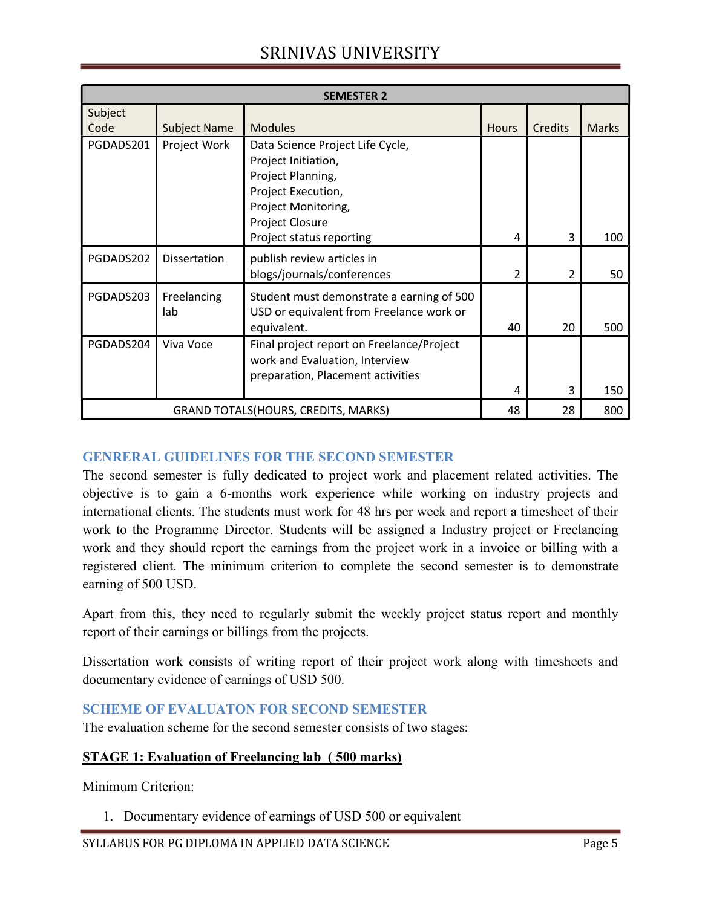| SEMESTER 2 | | | | | |
|---|---|---|---|---|---|
| Subject Code | Subject Name | Modules | Hours | Credits | Marks |
| PGDADS201 | Project Work | Data Science Project Life Cycle, Project Initiation, Project Planning, Project Execution, Project Monitoring, Project Closure Project status reporting | 4 | 3 | 100 |
| PGDADS202 | Dissertation | publish review articles in blogs/journals/conferences | 2 | 2 | 50 |
| PGDADS203 | Freelancing lab | Student must demonstrate a earning of 500 USD or equivalent from Freelance work or equivalent. | 40 | 20 | 500 |
| PGDADS204 | Viva Voce | Final project report on Freelance/Project work and Evaluation, Interview preparation, Placement activities | 4 | 3 | 150 |
| GRAND TOTALS(HOURS, CREDITS, MARKS) | | | 48 | 28 | 800 |

## GENRERAL GUIDELINES FOR THE SECOND SEMESTER

The second semester is fully dedicated to project work and placement related activities. The objective is to gain a 6-months work experience while working on industry projects and international clients. The students must work for 48 hrs per week and report a timesheet of their work to the Programme Director. Students will be assigned a Industry project or Freelancing work and they should report the earnings from the project work in a invoice or billing with a registered client. The minimum criterion to complete the second semester is to demonstrate earning of 500 USD.

Apart from this, they need to regularly submit the weekly project status report and monthly report of their earnings or billings from the projects.

Dissertation work consists of writing report of their project work along with timesheets and documentary evidence of earnings of USD 500.

## SCHEME OF EVALUATON FOR SECOND SEMESTER

The evaluation scheme for the second semester consists of two stages:

**STAGE 1: Evaluation of Freelancing lab ( 500 marks)**

Minimum Criterion:

1. Documentary evidence of earnings of USD 500 or equivalent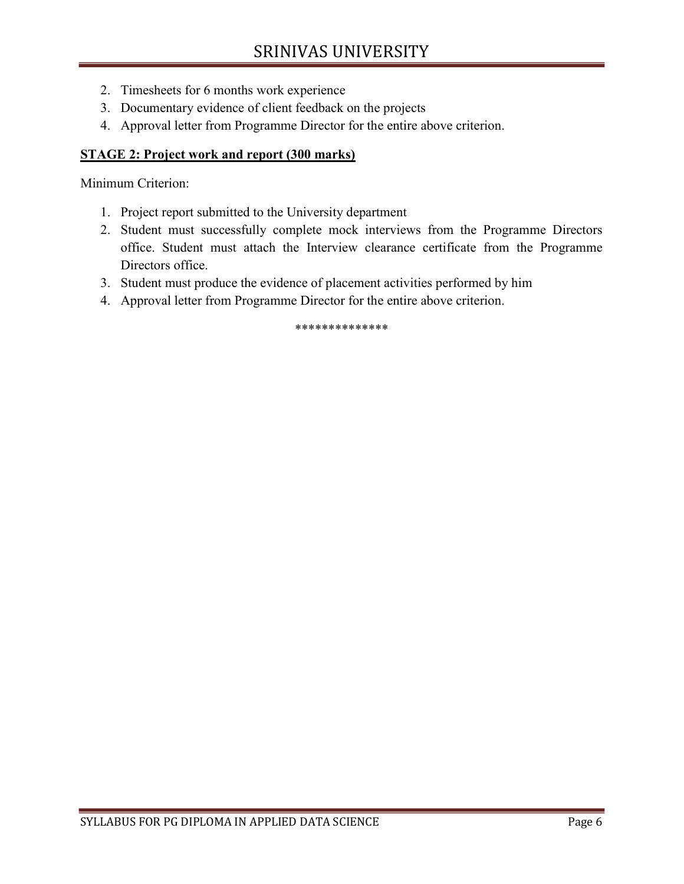2. Timesheets for 6 months work experience
3. Documentary evidence of client feedback on the projects
4. Approval letter from Programme Director for the entire above criterion.

**STAGE 2: Project work and report (300 marks)**

Minimum Criterion:

1. Project report submitted to the University department
2. Student must successfully complete mock interviews from the Programme Directors office. Student must attach the Interview clearance certificate from the Programme Directors office.
3. Student must produce the evidence of placement activities performed by him
4. Approval letter from Programme Director for the entire above criterion.

**************